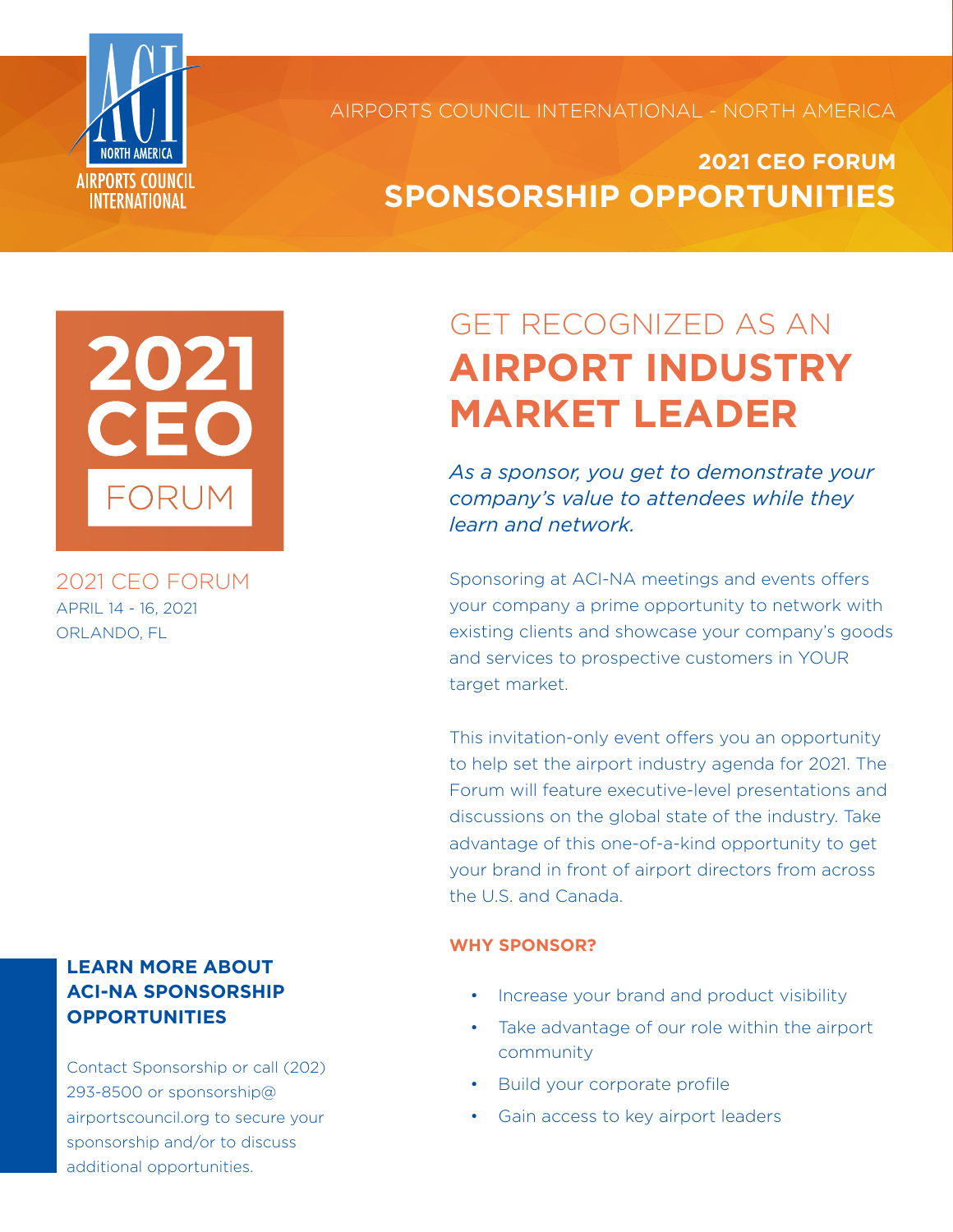AIRPORTS COUNCIL INTERNATIONAL - NORTH AMERICA

## 2021 CEO FORUM
# SPONSORSHIP OPPORTUNITIES

2021 CEO FORUM

2021 CEO FORUM
APRIL 14 - 16, 2021
ORLANDO, FL

## GET RECOGNIZED AS AN **AIRPORT INDUSTRY MARKET LEADER**

*As a sponsor, you get to demonstrate your company's value to attendees while they learn and network.*

Sponsoring at ACI-NA meetings and events offers your company a prime opportunity to network with existing clients and showcase your company's goods and services to prospective customers in YOUR target market.

This invitation-only event offers you an opportunity to help set the airport industry agenda for 2021. The Forum will feature executive-level presentations and discussions on the global state of the industry. Take advantage of this one-of-a-kind opportunity to get your brand in front of airport directors from across the U.S. and Canada.

### WHY SPONSOR?

- Increase your brand and product visibility
- Take advantage of our role within the airport community
- Build your corporate profile
- Gain access to key airport leaders

### LEARN MORE ABOUT ACI-NA SPONSORSHIP OPPORTUNITIES

Contact Sponsorship or call (202) 293-8500 or sponsorship@airportscouncil.org to secure your sponsorship and/or to discuss additional opportunities.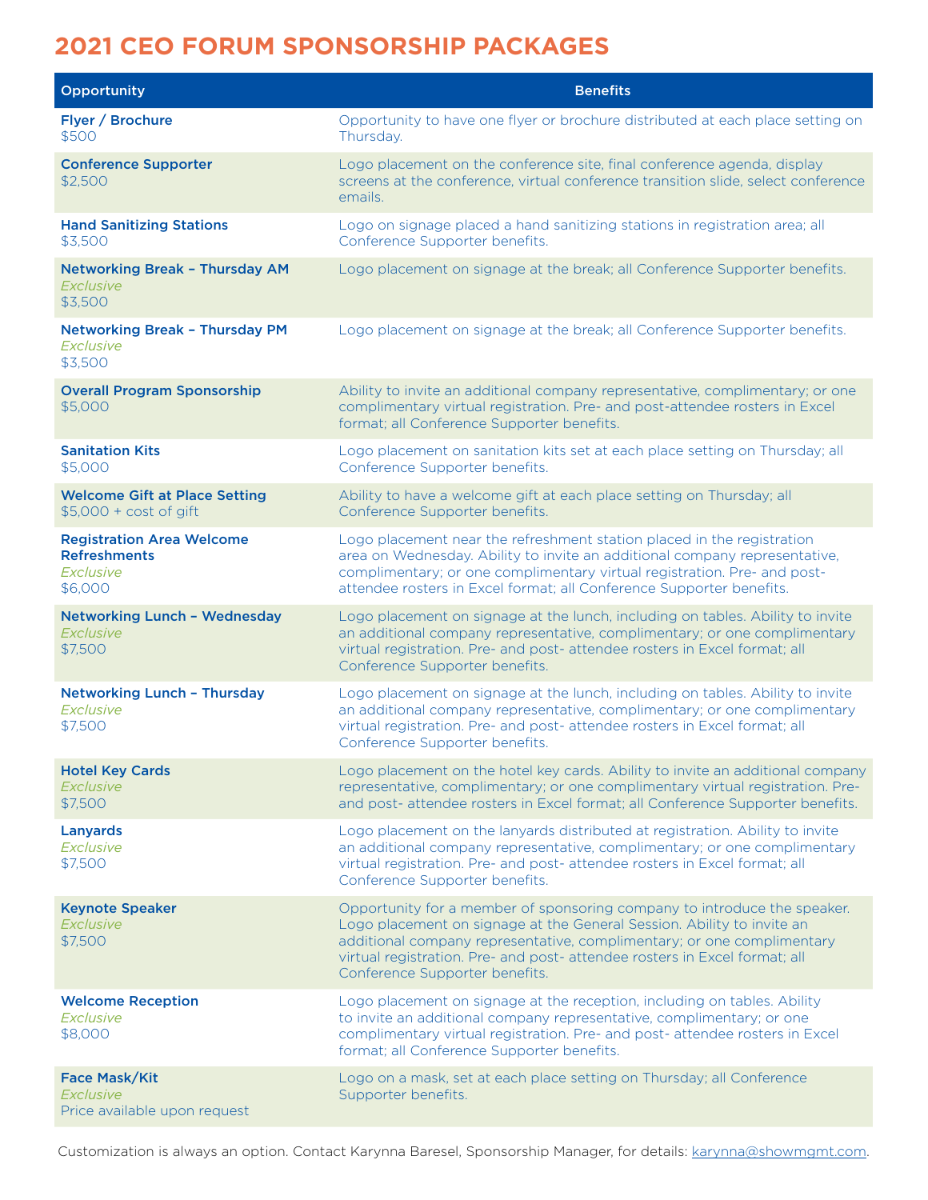# 2021 CEO FORUM SPONSORSHIP PACKAGES

| Opportunity | Benefits |
|---|---|
| **Flyer / Brochure**<br>$500 | Opportunity to have one flyer or brochure distributed at each place setting on Thursday. |
| **Conference Supporter**<br>$2,500 | Logo placement on the conference site, final conference agenda, display screens at the conference, virtual conference transition slide, select conference emails. |
| **Hand Sanitizing Stations**<br>$3,500 | Logo on signage placed a hand sanitizing stations in registration area; all Conference Supporter benefits. |
| **Networking Break – Thursday AM**<br>*Exclusive*<br>$3,500 | Logo placement on signage at the break; all Conference Supporter benefits. |
| **Networking Break – Thursday PM**<br>*Exclusive*<br>$3,500 | Logo placement on signage at the break; all Conference Supporter benefits. |
| **Overall Program Sponsorship**<br>$5,000 | Ability to invite an additional company representative, complimentary; or one complimentary virtual registration. Pre- and post-attendee rosters in Excel format; all Conference Supporter benefits. |
| **Sanitation Kits**<br>$5,000 | Logo placement on sanitation kits set at each place setting on Thursday; all Conference Supporter benefits. |
| **Welcome Gift at Place Setting**<br>$5,000 + cost of gift | Ability to have a welcome gift at each place setting on Thursday; all Conference Supporter benefits. |
| **Registration Area Welcome Refreshments**<br>*Exclusive*<br>$6,000 | Logo placement near the refreshment station placed in the registration area on Wednesday. Ability to invite an additional company representative, complimentary; or one complimentary virtual registration. Pre- and post-attendee rosters in Excel format; all Conference Supporter benefits. |
| **Networking Lunch – Wednesday**<br>*Exclusive*<br>$7,500 | Logo placement on signage at the lunch, including on tables. Ability to invite an additional company representative, complimentary; or one complimentary virtual registration. Pre- and post- attendee rosters in Excel format; all Conference Supporter benefits. |
| **Networking Lunch – Thursday**<br>*Exclusive*<br>$7,500 | Logo placement on signage at the lunch, including on tables. Ability to invite an additional company representative, complimentary; or one complimentary virtual registration. Pre- and post- attendee rosters in Excel format; all Conference Supporter benefits. |
| **Hotel Key Cards**<br>*Exclusive*<br>$7,500 | Logo placement on the hotel key cards. Ability to invite an additional company representative, complimentary; or one complimentary virtual registration. Pre- and post- attendee rosters in Excel format; all Conference Supporter benefits. |
| **Lanyards**<br>*Exclusive*<br>$7,500 | Logo placement on the lanyards distributed at registration. Ability to invite an additional company representative, complimentary; or one complimentary virtual registration. Pre- and post- attendee rosters in Excel format; all Conference Supporter benefits. |
| **Keynote Speaker**<br>*Exclusive*<br>$7,500 | Opportunity for a member of sponsoring company to introduce the speaker. Logo placement on signage at the General Session. Ability to invite an additional company representative, complimentary; or one complimentary virtual registration. Pre- and post- attendee rosters in Excel format; all Conference Supporter benefits. |
| **Welcome Reception**<br>*Exclusive*<br>$8,000 | Logo placement on signage at the reception, including on tables. Ability to invite an additional company representative, complimentary; or one complimentary virtual registration. Pre- and post- attendee rosters in Excel format; all Conference Supporter benefits. |
| **Face Mask/Kit**<br>*Exclusive*<br>Price available upon request | Logo on a mask, set at each place setting on Thursday; all Conference Supporter benefits. |

Customization is always an option. Contact Karynna Baresel, Sponsorship Manager, for details: karynna@showmgmt.com.